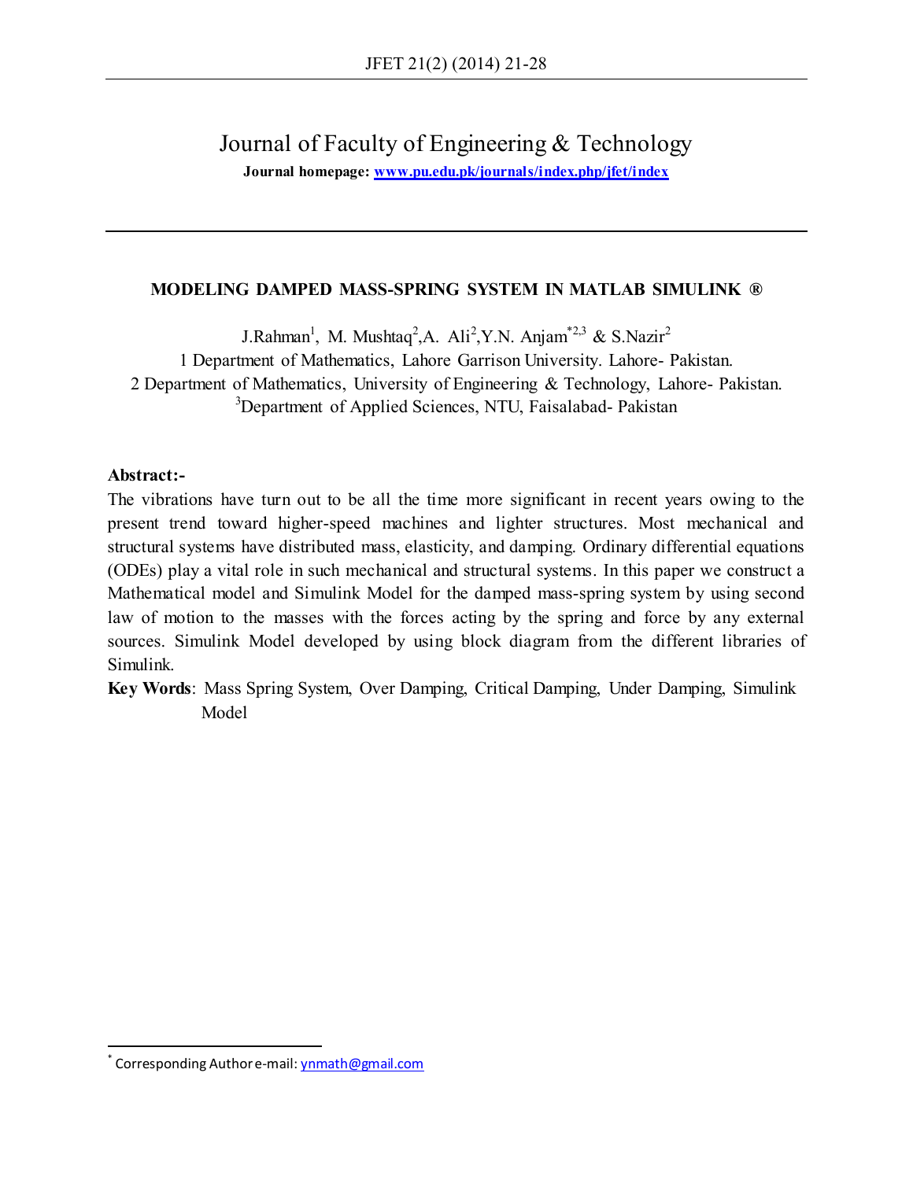# Journal of Faculty of Engineering & Technology

**Journal homepage: www.pu.edu.pk/journals/index.php/jfet/index**

## MODELING DAMPED MASS-SPRING SYSTEM IN MATLAB SIMULINK ®

J.Rahman[1], M. Mushtaq[2], A. Ali[2], Y.N. Anjam[*2,3] & S.Nazir[2]

1 Department of Mathematics, Lahore Garrison University. Lahore- Pakistan.

2 Department of Mathematics, University of Engineering & Technology, Lahore- Pakistan.

[3]Department of Applied Sciences, NTU, Faisalabad- Pakistan

**Abstract:-**

The vibrations have turn out to be all the time more significant in recent years owing to the present trend toward higher-speed machines and lighter structures. Most mechanical and structural systems have distributed mass, elasticity, and damping. Ordinary differential equations (ODEs) play a vital role in such mechanical and structural systems. In this paper we construct a Mathematical model and Simulink Model for the damped mass-spring system by using second law of motion to the masses with the forces acting by the spring and force by any external sources. Simulink Model developed by using block diagram from the different libraries of Simulink.

**Key Words**: Mass Spring System, Over Damping, Critical Damping, Under Damping, Simulink Model

[*] Corresponding Author e-mail: ynmath@gmail.com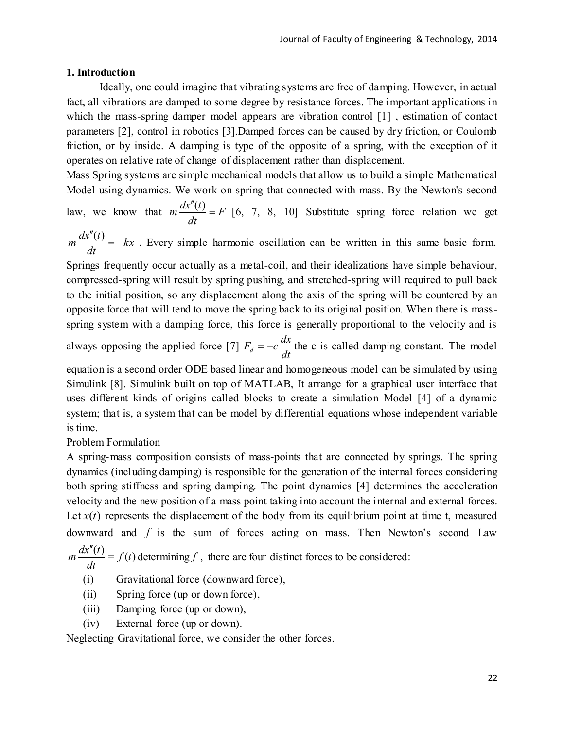## 1. Introduction

Ideally, one could imagine that vibrating systems are free of damping. However, in actual fact, all vibrations are damped to some degree by resistance forces. The important applications in which the mass-spring damper model appears are vibration control [1] , estimation of contact parameters [2], control in robotics [3].Damped forces can be caused by dry friction, or Coulomb friction, or by inside. A damping is type of the opposite of a spring, with the exception of it operates on relative rate of change of displacement rather than displacement.

Mass Spring systems are simple mechanical models that allow us to build a simple Mathematical Model using dynamics. We work on spring that connected with mass. By the Newton's second law, we know that $m\dfrac{dx''(t)}{dt} = F$ [6, 7, 8, 10] Substitute spring force relation we get $m\dfrac{dx''(t)}{dt} = -kx$ . Every simple harmonic oscillation can be written in this same basic form. Springs frequently occur actually as a metal-coil, and their idealizations have simple behaviour, compressed-spring will result by spring pushing, and stretched-spring will required to pull back to the initial position, so any displacement along the axis of the spring will be countered by an opposite force that will tend to move the spring back to its original position. When there is mass-spring system with a damping force, this force is generally proportional to the velocity and is always opposing the applied force [7] $F_d = -c\dfrac{dx}{dt}$ the c is called damping constant. The model equation is a second order ODE based linear and homogeneous model can be simulated by using Simulink [8]. Simulink built on top of MATLAB, It arrange for a graphical user interface that uses different kinds of origins called blocks to create a simulation Model [4] of a dynamic system; that is, a system that can be model by differential equations whose independent variable is time.

Problem Formulation

A spring-mass composition consists of mass-points that are connected by springs. The spring dynamics (including damping) is responsible for the generation of the internal forces considering both spring stiffness and spring damping. The point dynamics [4] determines the acceleration velocity and the new position of a mass point taking into account the internal and external forces. Let $x(t)$ represents the displacement of the body from its equilibrium point at time t, measured downward and $f$ is the sum of forces acting on mass. Then Newton's second Law $m\dfrac{dx''(t)}{dt} = f(t)$ determining $f$ , there are four distinct forces to be considered:

(i) Gravitational force (downward force),

(ii) Spring force (up or down force),

(iii) Damping force (up or down),

(iv) External force (up or down).

Neglecting Gravitational force, we consider the other forces.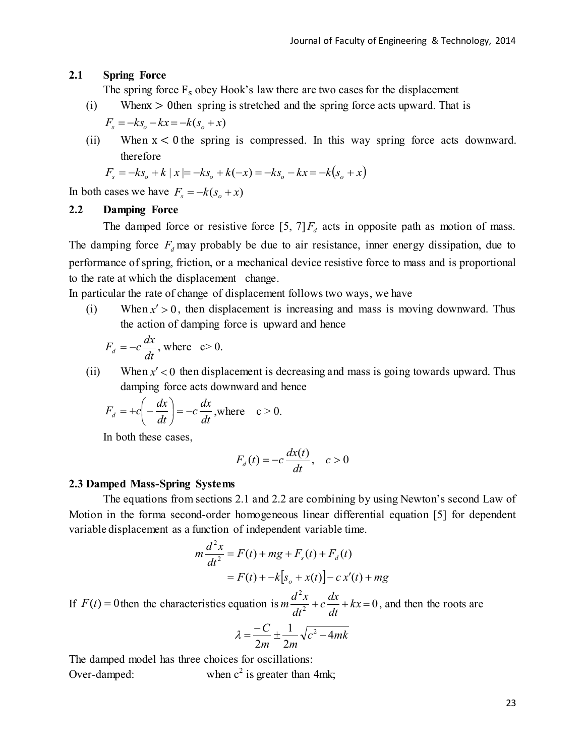### 2.1 Spring Force

The spring force $F_s$ obey Hook's law there are two cases for the displacement

(i) Whenx $> 0$then spring is stretched and the spring force acts upward. That is

$F_s = -ks_o - kx = -k(s_o + x)$

(ii) When $x < 0$ the spring is compressed. In this way spring force acts downward. therefore

$F_s = -ks_o + k\,|\,x\,| = -ks_o + k(-x) = -ks_o - kx = -k(s_o + x)$

In both cases we have $F_s = -k(s_o + x)$

### 2.2 Damping Force

The damped force or resistive force [5, 7] $F_d$ acts in opposite path as motion of mass. The damping force $F_d$ may probably be due to air resistance, inner energy dissipation, due to performance of spring, friction, or a mechanical device resistive force to mass and is proportional to the rate at which the displacement change.

In particular the rate of change of displacement follows two ways, we have

(i) When $x' > 0$, then displacement is increasing and mass is moving downward. Thus the action of damping force is upward and hence

$F_d = -c\dfrac{dx}{dt}$, where c> 0.

(ii) When $x' < 0$ then displacement is decreasing and mass is going towards upward. Thus damping force acts downward and hence

$F_d = +c\left(-\dfrac{dx}{dt}\right) = -c\dfrac{dx}{dt}$,where c > 0.

In both these cases,

$$F_d(t) = -c\frac{dx(t)}{dt}, \quad c > 0$$

### 2.3 Damped Mass-Spring Systems

The equations from sections 2.1 and 2.2 are combining by using Newton's second Law of Motion in the forma second-order homogeneous linear differential equation [5] for dependent variable displacement as a function of independent variable time.

$$m\frac{d^2x}{dt^2} = F(t) + mg + F_s(t) + F_d(t)$$

$$= F(t) + -k[s_o + x(t)] - c\,x'(t) + mg$$

If $F(t) = 0$then the characteristics equation is $m\dfrac{d^2x}{dt^2} + c\dfrac{dx}{dt} + kx = 0$, and then the roots are

$$\lambda = \frac{-C}{2m} \pm \frac{1}{2m}\sqrt{c^2 - 4mk}$$

The damped model has three choices for oscillations:

Over-damped: when $c^2$ is greater than 4mk;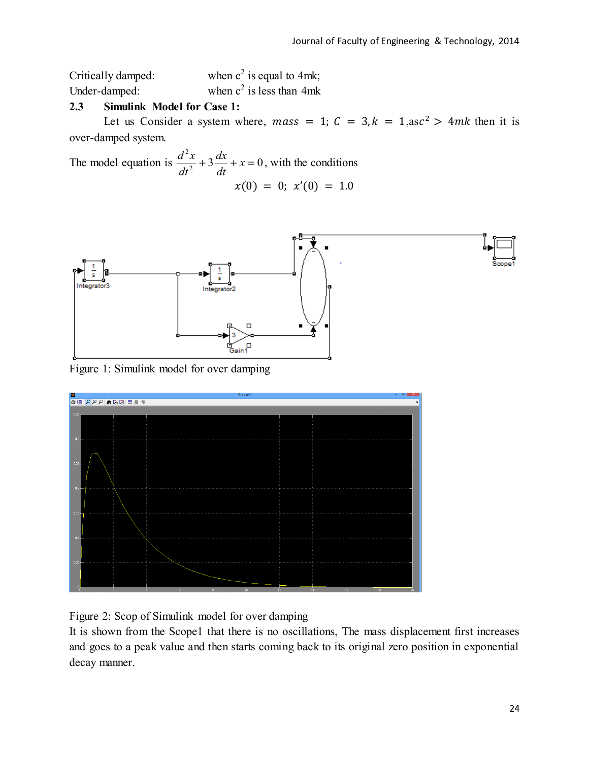Critically damped: when $c^2$ is equal to 4mk;

Under-damped: when $c^2$ is less than 4mk

### 2.3 Simulink Model for Case 1:

Let us Consider a system where, $mass = 1$; $C = 3, k = 1$, as $c^2 > 4mk$ then it is over-damped system.

The model equation is $\frac{d^2x}{dt^2} + 3\frac{dx}{dt} + x = 0$, with the conditions

$$x(0) = 0; \; x'(0) = 1.0$$

Figure 1: Simulink model for over damping

Figure 2: Scop of Simulink model for over damping

It is shown from the Scope1 that there is no oscillations, The mass displacement first increases and goes to a peak value and then starts coming back to its original zero position in exponential decay manner.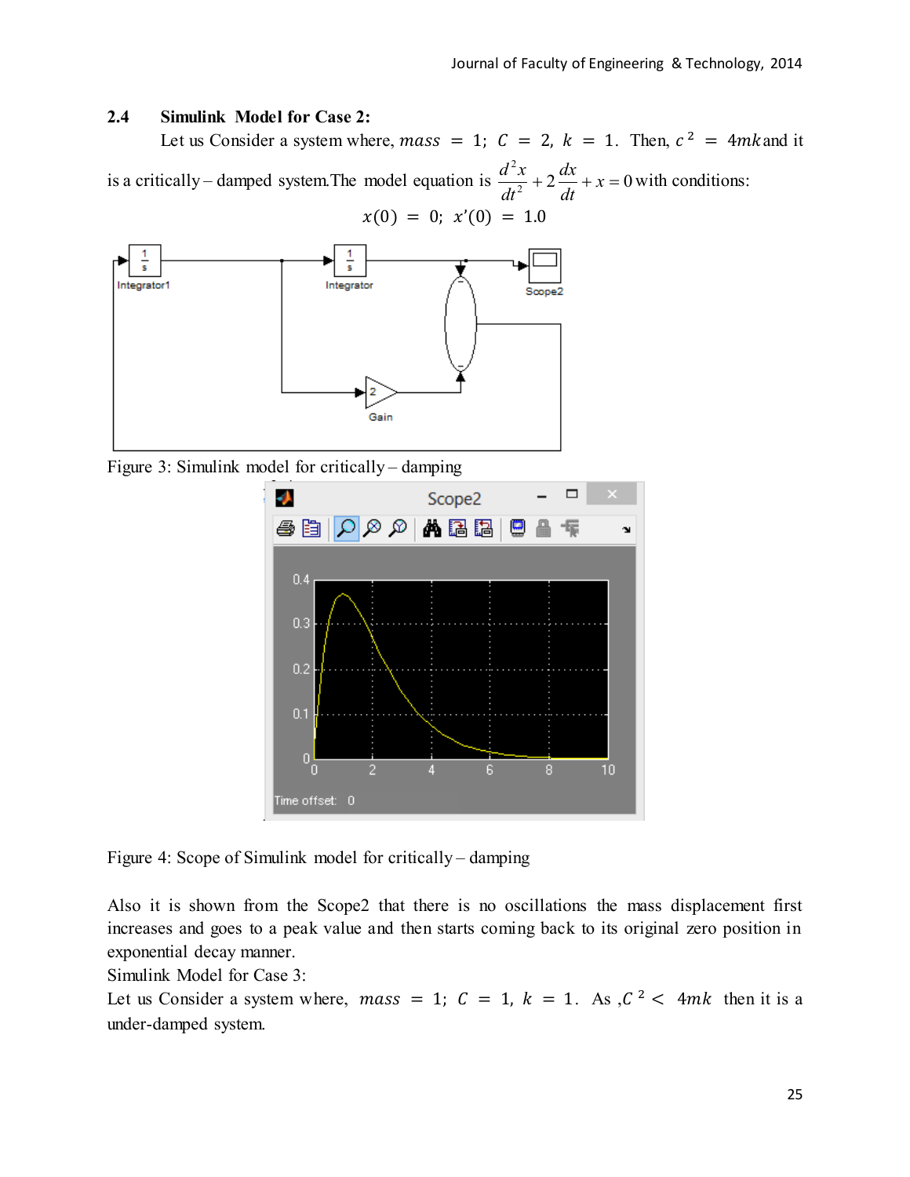## 2.4 Simulink Model for Case 2:

Let us Consider a system where, $mass = 1;\ C = 2,\ k = 1$. Then, $c^2 = 4mk$ and it is a critically – damped system. The model equation is $\frac{d^2x}{dt^2} + 2\frac{dx}{dt} + x = 0$ with conditions:

$$x(0) = 0;\ x'(0) = 1.0$$

Figure 3: Simulink model for critically – damping

Figure 4: Scope of Simulink model for critically – damping

Also it is shown from the Scope2 that there is no oscillations the mass displacement first increases and goes to a peak value and then starts coming back to its original zero position in exponential decay manner.

Simulink Model for Case 3:

Let us Consider a system where, $mass = 1;\ C = 1,\ k = 1$. As ,$C^2 < 4mk$ then it is a under-damped system.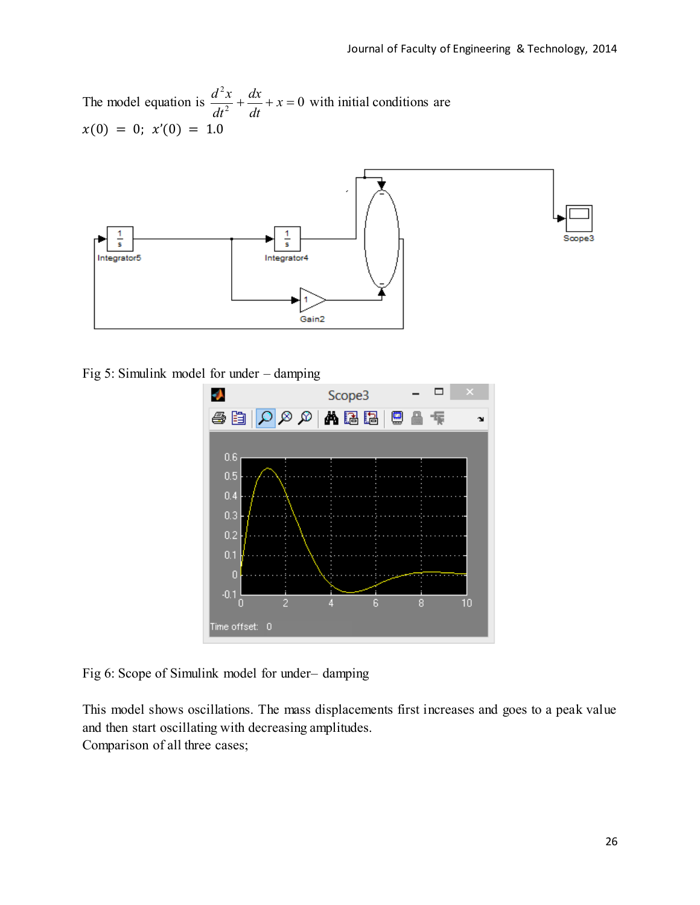The model equation is $\frac{d^2x}{dt^2} + \frac{dx}{dt} + x = 0$ with initial conditions are $x(0) = 0;\ x'(0) = 1.0$

Fig 5: Simulink model for under – damping

Fig 6: Scope of Simulink model for under– damping

This model shows oscillations. The mass displacements first increases and goes to a peak value and then start oscillating with decreasing amplitudes.
Comparison of all three cases;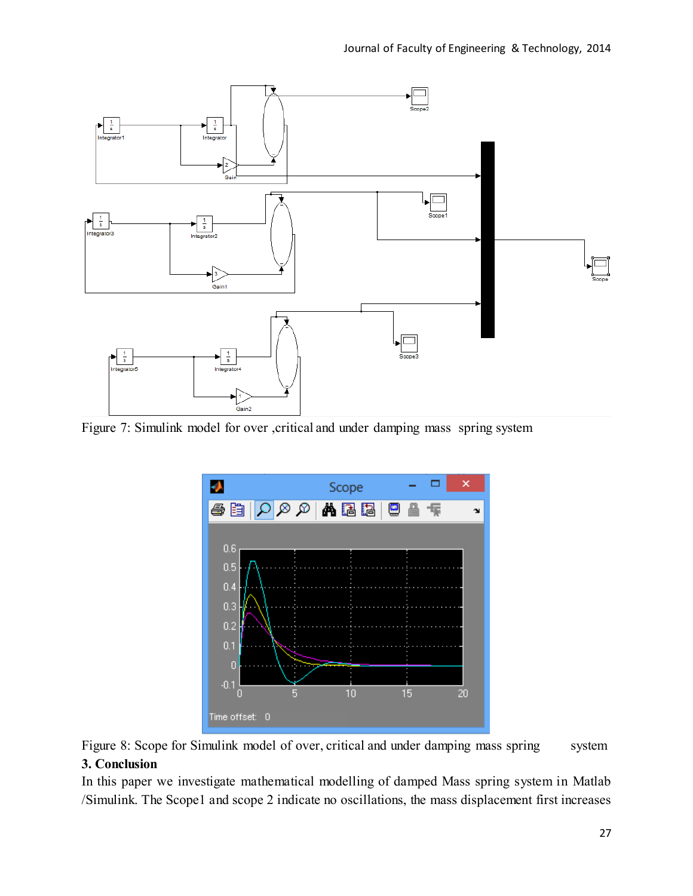Figure 7: Simulink model for over ,critical and under damping mass spring system

Figure 8: Scope for Simulink model of over, critical and under damping mass spring system

**3. Conclusion**

In this paper we investigate mathematical modelling of damped Mass spring system in Matlab /Simulink. The Scope1 and scope 2 indicate no oscillations, the mass displacement first increases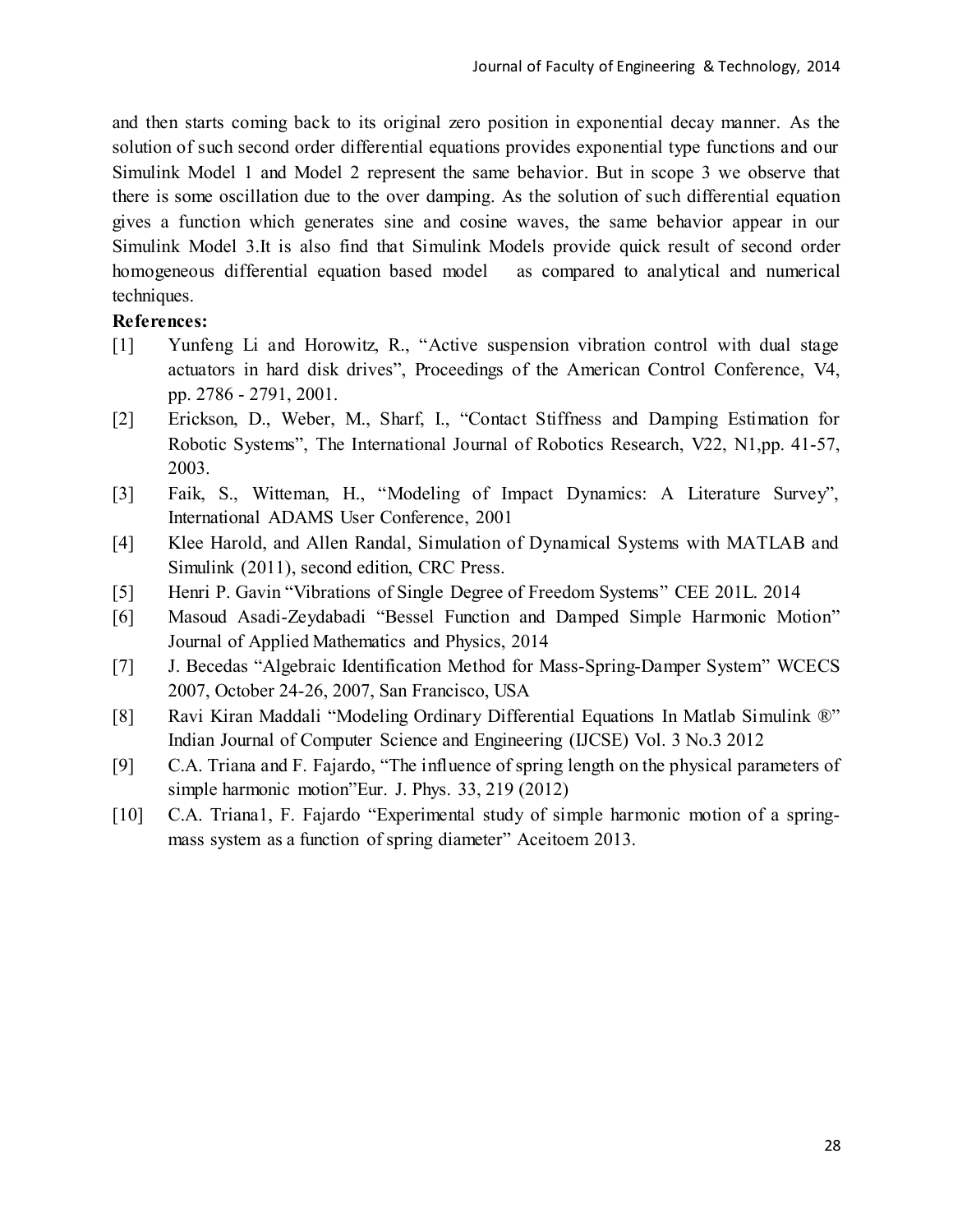and then starts coming back to its original zero position in exponential decay manner. As the solution of such second order differential equations provides exponential type functions and our Simulink Model 1 and Model 2 represent the same behavior. But in scope 3 we observe that there is some oscillation due to the over damping. As the solution of such differential equation gives a function which generates sine and cosine waves, the same behavior appear in our Simulink Model 3.It is also find that Simulink Models provide quick result of second order homogeneous differential equation based model as compared to analytical and numerical techniques.

**References:**

[1] Yunfeng Li and Horowitz, R., "Active suspension vibration control with dual stage actuators in hard disk drives", Proceedings of the American Control Conference, V4, pp. 2786 - 2791, 2001.

[2] Erickson, D., Weber, M., Sharf, I., "Contact Stiffness and Damping Estimation for Robotic Systems", The International Journal of Robotics Research, V22, N1,pp. 41-57, 2003.

[3] Faik, S., Witteman, H., "Modeling of Impact Dynamics: A Literature Survey", International ADAMS User Conference, 2001

[4] Klee Harold, and Allen Randal, Simulation of Dynamical Systems with MATLAB and Simulink (2011), second edition, CRC Press.

[5] Henri P. Gavin "Vibrations of Single Degree of Freedom Systems" CEE 201L. 2014

[6] Masoud Asadi-Zeydabadi "Bessel Function and Damped Simple Harmonic Motion" Journal of Applied Mathematics and Physics, 2014

[7] J. Becedas "Algebraic Identification Method for Mass-Spring-Damper System" WCECS 2007, October 24-26, 2007, San Francisco, USA

[8] Ravi Kiran Maddali "Modeling Ordinary Differential Equations In Matlab Simulink ®" Indian Journal of Computer Science and Engineering (IJCSE) Vol. 3 No.3 2012

[9] C.A. Triana and F. Fajardo, "The influence of spring length on the physical parameters of simple harmonic motion"Eur. J. Phys. 33, 219 (2012)

[10] C.A. Triana1, F. Fajardo "Experimental study of simple harmonic motion of a spring-mass system as a function of spring diameter" Aceitoem 2013.